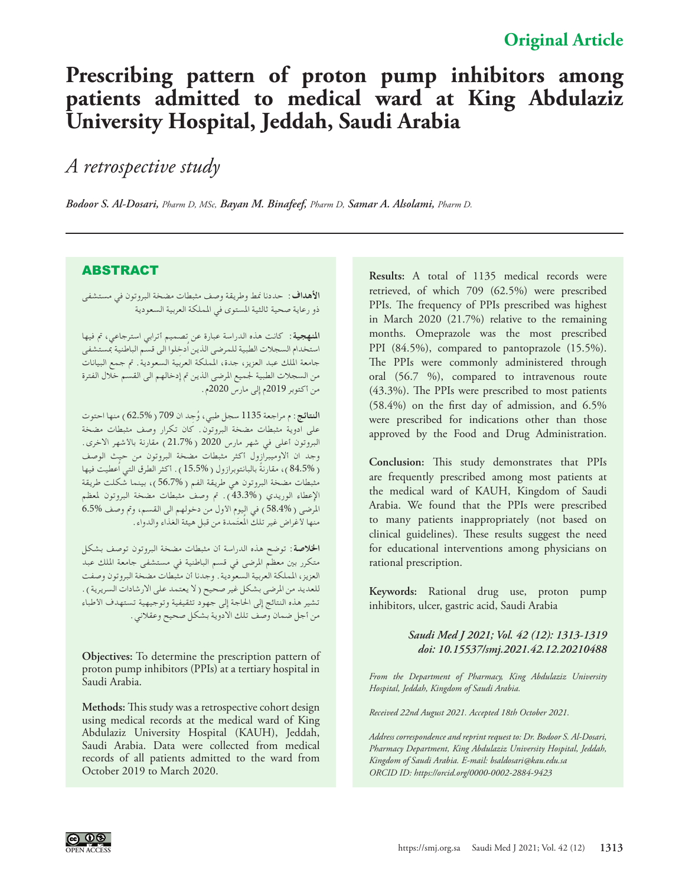Original Article

# Prescribing pattern of proton pump inhibitors among patients admitted to medical ward at King Abdulaziz University Hospital, Jeddah, Saudi Arabia

## *A retrospective study*

***Bodoor S. Al-Dosari,** Pharm D, MSc,* ***Bayan M. Binafeef,** Pharm D,* ***Samar A. Alsolami,** Pharm D.*

## ABSTRACT

**الأهداف**: حددنا نمط وطريقة وصف مثبطات مضخة البروتون في مستشفى ذو رعاية صحية ثالثية المستوى في المملكة العربية السعودية

**المنهجية**: كانت هذه الدراسة عبارة عن تصميم أترابي استرجاعي، تم فيها استخدام السجلات الطبية للمرضى الذين أُدخلوا الى قسم الباطنية بمستشفى جامعة الملك عبد العزيز، جدة، المملكة العربية السعودية. تم جمع البيانات من السجلات الطبية لجميع المرضى الذين تم إدخالهم الى القسم خلال الفترة من أكتوبر 2019م إلى مارس 2020م.

**النتائج**: م مراجعة 1135 سجل طبي، وُجد ان 709 ( 62.5% ) منها احتوت على ادوية مثبطات مضخة البروتون. كان تكرار وصف مثبطات مضخة البروتون أعلى في شهر مارس 2020 ( 21.7% ) مقارنة بالأشهر الاخرى. وجد ان الاوميبرازول أكثر مثبطات مضخة البروتون من حيث الوصف ( 84.5% )، مقارنةً بالبانتوبرازول ( 15.5% ). أكثر الطرق التي أُعطيت فيها مثبطات مضخة البروتون هي طريقة الفم ( 56.7% )، بينما شكلت طريقة الإعطاء الوريدي ( 43.3% ). تم وصف مثبطات مضخة البروتون لمعظم المرضى ( 58.4% ) في اليوم الأول من دخولهم الى القسم، وتم وصف 6.5% منها لأغراض غير تلك المُعتمدة من قبل هيئة الغذاء والدواء.

**الخلاصة**: توضح هذه الدراسة أن مثبطات مضخة البروتون توصف بشكل متكرر بين معظم المرضى في قسم الباطنية في مستشفى جامعة الملك عبد العزيز، المملكة العربية السعودية. وجدنا أن مثبطات مضخة البروتون وصفت للعديد من المرضى بشكل غير صحيح ( لا يعتمد على الارشادات السريرية ). تشير هذه النتائج إلى الحاجة إلى جهود تثقيفية وتوجيهية تستهدف الأطباء من أجل ضمان وصف تلك الادوية بشكل صحيح وعقلاني.

**Objectives:** To determine the prescription pattern of proton pump inhibitors (PPIs) at a tertiary hospital in Saudi Arabia.

**Methods:** This study was a retrospective cohort design using medical records at the medical ward of King Abdulaziz University Hospital (KAUH), Jeddah, Saudi Arabia. Data were collected from medical records of all patients admitted to the ward from October 2019 to March 2020.

**Results:** A total of 1135 medical records were retrieved, of which 709 (62.5%) were prescribed PPIs. The frequency of PPIs prescribed was highest in March 2020 (21.7%) relative to the remaining months. Omeprazole was the most prescribed PPI (84.5%), compared to pantoprazole (15.5%). The PPIs were commonly administered through oral (56.7 %), compared to intravenous route (43.3%). The PPIs were prescribed to most patients (58.4%) on the first day of admission, and 6.5% were prescribed for indications other than those approved by the Food and Drug Administration.

**Conclusion:** This study demonstrates that PPIs are frequently prescribed among most patients at the medical ward of KAUH, Kingdom of Saudi Arabia. We found that the PPIs were prescribed to many patients inappropriately (not based on clinical guidelines). These results suggest the need for educational interventions among physicians on rational prescription.

**Keywords:** Rational drug use, proton pump inhibitors, ulcer, gastric acid, Saudi Arabia

***Saudi Med J 2021; Vol. 42 (12): 1313-1319***
***doi: 10.15537/smj.2021.42.12.20210488***

*From the Department of Pharmacy, King Abdulaziz University Hospital, Jeddah, Kingdom of Saudi Arabia.*

*Received 22nd August 2021. Accepted 18th October 2021.*

*Address correspondence and reprint request to: Dr. Bodoor S. Al-Dosari, Pharmacy Department, King Abdulaziz University Hospital, Jeddah, Kingdom of Saudi Arabia. E-mail: bsaldosari@kau.edu.sa*
*ORCID ID: https://orcid.org/0000-0002-2884-9423*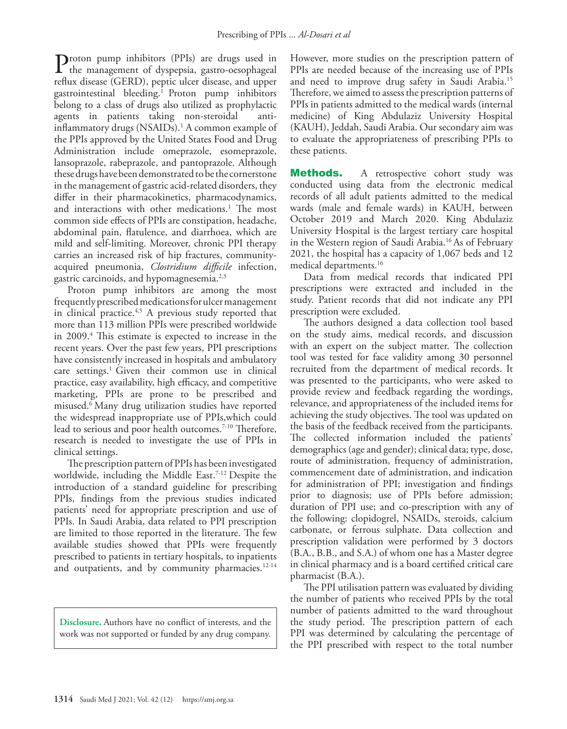Proton pump inhibitors (PPIs) are drugs used in the management of dyspepsia, gastro-oesophageal reflux disease (GERD), peptic ulcer disease, and upper gastrointestinal bleeding.[1] Proton pump inhibitors belong to a class of drugs also utilized as prophylactic agents in patients taking non-steroidal anti-inflammatory drugs (NSAIDs).[1] A common example of the PPIs approved by the United States Food and Drug Administration include omeprazole, esomeprazole, lansoprazole, rabeprazole, and pantoprazole. Although these drugs have been demonstrated to be the cornerstone in the management of gastric acid-related disorders, they differ in their pharmacokinetics, pharmacodynamics, and interactions with other medications.[1] The most common side effects of PPIs are constipation, headache, abdominal pain, flatulence, and diarrhoea, which are mild and self-limiting. Moreover, chronic PPI therapy carries an increased risk of hip fractures, community-acquired pneumonia, *Clostridium difficile* infection, gastric carcinoids, and hypomagnesemia.[2,3]

Proton pump inhibitors are among the most frequently prescribed medications for ulcer management in clinical practice.[4,5] A previous study reported that more than 113 million PPIs were prescribed worldwide in 2009.[4] This estimate is expected to increase in the recent years. Over the past few years, PPI prescriptions have consistently increased in hospitals and ambulatory care settings.[1] Given their common use in clinical practice, easy availability, high efficacy, and competitive marketing, PPIs are prone to be prescribed and misused.[6] Many drug utilization studies have reported the widespread inappropriate use of PPIs,which could lead to serious and poor health outcomes.[7-10] Therefore, research is needed to investigate the use of PPIs in clinical settings.

The prescription pattern of PPIs has been investigated worldwide, including the Middle East.[7-12] Despite the introduction of a standard guideline for prescribing PPIs, findings from the previous studies indicated patients' need for appropriate prescription and use of PPIs. In Saudi Arabia, data related to PPI prescription are limited to those reported in the literature. The few available studies showed that PPIs were frequently prescribed to patients in tertiary hospitals, to inpatients and outpatients, and by community pharmacies.[12-14]

**Disclosure.** Authors have no conflict of interests, and the work was not supported or funded by any drug company.

However, more studies on the prescription pattern of PPIs are needed because of the increasing use of PPIs and need to improve drug safety in Saudi Arabia.[15] Therefore, we aimed to assess the prescription patterns of PPIs in patients admitted to the medical wards (internal medicine) of King Abdulaziz University Hospital (KAUH), Jeddah, Saudi Arabia. Our secondary aim was to evaluate the appropriateness of prescribing PPIs to these patients.

## Methods.

A retrospective cohort study was conducted using data from the electronic medical records of all adult patients admitted to the medical wards (male and female wards) in KAUH, between October 2019 and March 2020. King Abdulaziz University Hospital is the largest tertiary care hospital in the Western region of Saudi Arabia.[16] As of February 2021, the hospital has a capacity of 1,067 beds and 12 medical departments.[16]

Data from medical records that indicated PPI prescriptions were extracted and included in the study. Patient records that did not indicate any PPI prescription were excluded.

The authors designed a data collection tool based on the study aims, medical records, and discussion with an expert on the subject matter. The collection tool was tested for face validity among 30 personnel recruited from the department of medical records. It was presented to the participants, who were asked to provide review and feedback regarding the wordings, relevance, and appropriateness of the included items for achieving the study objectives. The tool was updated on the basis of the feedback received from the participants. The collected information included the patients' demographics (age and gender); clinical data; type, dose, route of administration, frequency of administration, commencement date of administration, and indication for administration of PPI; investigation and findings prior to diagnosis; use of PPIs before admission; duration of PPI use; and co-prescription with any of the following: clopidogrel, NSAIDs, steroids, calcium carbonate, or ferrous sulphate. Data collection and prescription validation were performed by 3 doctors (B.A., B.B., and S.A.) of whom one has a Master degree in clinical pharmacy and is a board certified critical care pharmacist (B.A.).

The PPI utilisation pattern was evaluated by dividing the number of patients who received PPIs by the total number of patients admitted to the ward throughout the study period. The prescription pattern of each PPI was determined by calculating the percentage of the PPI prescribed with respect to the total number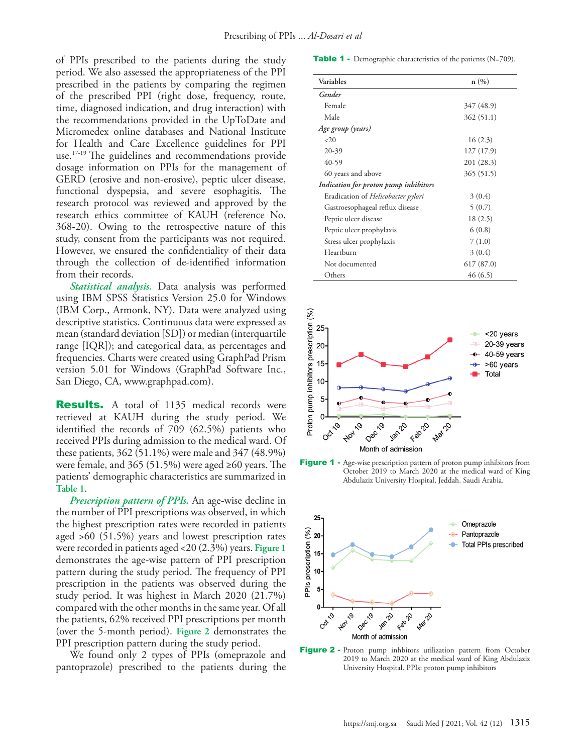of PPIs prescribed to the patients during the study period. We also assessed the appropriateness of the PPI prescribed in the patients by comparing the regimen of the prescribed PPI (right dose, frequency, route, time, diagnosed indication, and drug interaction) with the recommendations provided in the UpToDate and Micromedex online databases and National Institute for Health and Care Excellence guidelines for PPI use.[17-19] The guidelines and recommendations provide dosage information on PPIs for the management of GERD (erosive and non-erosive), peptic ulcer disease, functional dyspepsia, and severe esophagitis. The research protocol was reviewed and approved by the research ethics committee of KAUH (reference No. 368-20). Owing to the retrospective nature of this study, consent from the participants was not required. However, we ensured the confidentiality of their data through the collection of de-identified information from their records.

*Statistical analysis.* Data analysis was performed using IBM SPSS Statistics Version 25.0 for Windows (IBM Corp., Armonk, NY). Data were analyzed using descriptive statistics. Continuous data were expressed as mean (standard deviation [SD]) or median (interquartile range [IQR]); and categorical data, as percentages and frequencies. Charts were created using GraphPad Prism version 5.01 for Windows (GraphPad Software Inc., San Diego, CA, www.graphpad.com).

## Results.

A total of 1135 medical records were retrieved at KAUH during the study period. We identified the records of 709 (62.5%) patients who received PPIs during admission to the medical ward. Of these patients, 362 (51.1%) were male and 347 (48.9%) were female, and 365 (51.5%) were aged ≥60 years. The patients' demographic characteristics are summarized in Table 1.

**Table 1 -** Demographic characteristics of the patients (N=709).

| Variables | n (%) |
|---|---|
| *Gender* | |
| Female | 347 (48.9) |
| Male | 362 (51.1) |
| *Age group (years)* | |
| <20 | 16 (2.3) |
| 20-39 | 127 (17.9) |
| 40-59 | 201 (28.3) |
| 60 years and above | 365 (51.5) |
| *Indication for proton pump inhibitors* | |
| Eradication of *Helicobacter pylori* | 3 (0.4) |
| Gastroesophageal reflux disease | 5 (0.7) |
| Peptic ulcer disease | 18 (2.5) |
| Peptic ulcer prophylaxis | 6 (0.8) |
| Stress ulcer prophylaxis | 7 (1.0) |
| Heartburn | 3 (0.4) |
| Not documented | 617 (87.0) |
| Others | 46 (6.5) |

*Prescription pattern of PPIs.* An age-wise decline in the number of PPI prescriptions was observed, in which the highest prescription rates were recorded in patients aged >60 (51.5%) years and lowest prescription rates were recorded in patients aged <20 (2.3%) years. Figure 1 demonstrates the age-wise pattern of PPI prescription pattern during the study period. The frequency of PPI prescription in the patients was observed during the study period. It was highest in March 2020 (21.7%) compared with the other months in the same year. Of all the patients, 62% received PPI prescriptions per month (over the 5-month period). Figure 2 demonstrates the PPI prescription pattern during the study period.

**Figure 1 -** Age-wise prescription pattern of proton pump inhibitors from October 2019 to March 2020 at the medical ward of King Abdulaziz University Hospital, Jeddah. Saudi Arabia.

**Figure 2 -** Proton pump inhbitors utilization pattern from October 2019 to March 2020 at the medical ward of King Abdulaziz University Hospital. PPIs: proton pump inhibitors

We found only 2 types of PPIs (omeprazole and pantoprazole) prescribed to the patients during the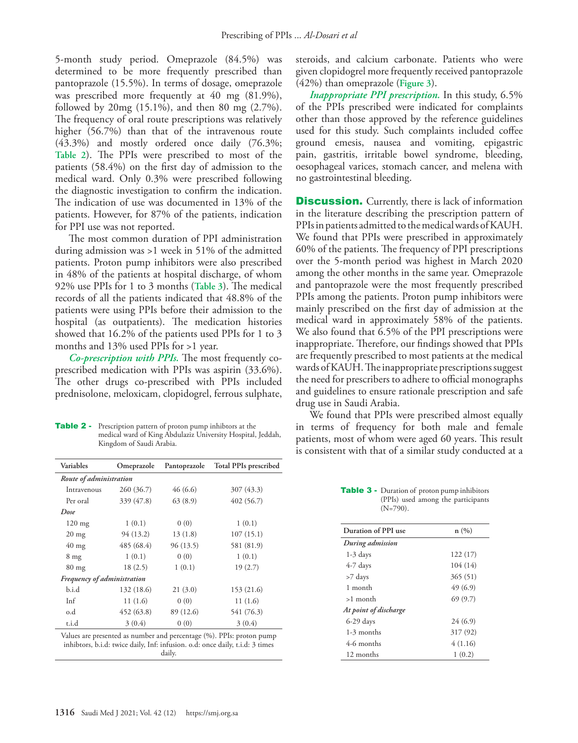5-month study period. Omeprazole (84.5%) was determined to be more frequently prescribed than pantoprazole (15.5%). In terms of dosage, omeprazole was prescribed more frequently at 40 mg (81.9%), followed by 20mg (15.1%), and then 80 mg (2.7%). The frequency of oral route prescriptions was relatively higher (56.7%) than that of the intravenous route (43.3%) and mostly ordered once daily (76.3%; Table 2). The PPIs were prescribed to most of the patients (58.4%) on the first day of admission to the medical ward. Only 0.3% were prescribed following the diagnostic investigation to confirm the indication. The indication of use was documented in 13% of the patients. However, for 87% of the patients, indication for PPI use was not reported.

The most common duration of PPI administration during admission was >1 week in 51% of the admitted patients. Proton pump inhibitors were also prescribed in 48% of the patients at hospital discharge, of whom 92% use PPIs for 1 to 3 months (Table 3). The medical records of all the patients indicated that 48.8% of the patients were using PPIs before their admission to the hospital (as outpatients). The medication histories showed that 16.2% of the patients used PPIs for 1 to 3 months and 13% used PPIs for >1 year.

***Co-prescription with PPIs.*** The most frequently co-prescribed medication with PPIs was aspirin (33.6%). The other drugs co-prescribed with PPIs included prednisolone, meloxicam, clopidogrel, ferrous sulphate, steroids, and calcium carbonate. Patients who were given clopidogrel more frequently received pantoprazole (42%) than omeprazole (Figure 3).

***Inappropriate PPI prescription.*** In this study, 6.5% of the PPIs prescribed were indicated for complaints other than those approved by the reference guidelines used for this study. Such complaints included coffee ground emesis, nausea and vomiting, epigastric pain, gastritis, irritable bowel syndrome, bleeding, oesophageal varices, stomach cancer, and melena with no gastrointestinal bleeding.

**Table 2 -** Prescription pattern of proton pump inhibtors at the medical ward of King Abdulaziz University Hospital, Jeddah, Kingdom of Saudi Arabia.

| Variables | Omeprazole | Pantoprazole | Total PPIs prescribed |
|---|---|---|---|
| *Route of administration* | | | |
| Intravenous | 260 (36.7) | 46 (6.6) | 307 (43.3) |
| Per oral | 339 (47.8) | 63 (8.9) | 402 (56.7) |
| *Dose* | | | |
| 120 mg | 1 (0.1) | 0 (0) | 1 (0.1) |
| 20 mg | 94 (13.2) | 13 (1.8) | 107 (15.1) |
| 40 mg | 485 (68.4) | 96 (13.5) | 581 (81.9) |
| 8 mg | 1 (0.1) | 0 (0) | 1 (0.1) |
| 80 mg | 18 (2.5) | 1 (0.1) | 19 (2.7) |
| *Frequency of administration* | | | |
| b.i.d | 132 (18.6) | 21 (3.0) | 153 (21.6) |
| Inf | 11 (1.6) | 0 (0) | 11 (1.6) |
| o.d | 452 (63.8) | 89 (12.6) | 541 (76.3) |
| t.i.d | 3 (0.4) | 0 (0) | 3 (0.4) |

Values are presented as number and percentage (%). PPIs: proton pump inhibitors, b.i.d: twice daily, Inf: infusion. o.d: once daily, t.i.d: 3 times daily.

## Discussion.

Currently, there is lack of information in the literature describing the prescription pattern of PPIs in patients admitted to the medical wards of KAUH. We found that PPIs were prescribed in approximately 60% of the patients. The frequency of PPI prescriptions over the 5-month period was highest in March 2020 among the other months in the same year. Omeprazole and pantoprazole were the most frequently prescribed PPIs among the patients. Proton pump inhibitors were mainly prescribed on the first day of admission at the medical ward in approximately 58% of the patients. We also found that 6.5% of the PPI prescriptions were inappropriate. Therefore, our findings showed that PPIs are frequently prescribed to most patients at the medical wards of KAUH. The inappropriate prescriptions suggest the need for prescribers to adhere to official monographs and guidelines to ensure rationale prescription and safe drug use in Saudi Arabia.

We found that PPIs were prescribed almost equally in terms of frequency for both male and female patients, most of whom were aged 60 years. This result is consistent with that of a similar study conducted at a

**Table 3 -** Duration of proton pump inhibitors (PPIs) used among the participants (N=790).

| Duration of PPI use | n (%) |
|---|---|
| *During admission* | |
| 1-3 days | 122 (17) |
| 4-7 days | 104 (14) |
| >7 days | 365 (51) |
| 1 month | 49 (6.9) |
| >1 month | 69 (9.7) |
| *At point of discharge* | |
| 6-29 days | 24 (6.9) |
| 1-3 months | 317 (92) |
| 4-6 months | 4 (1.16) |
| 12 months | 1 (0.2) |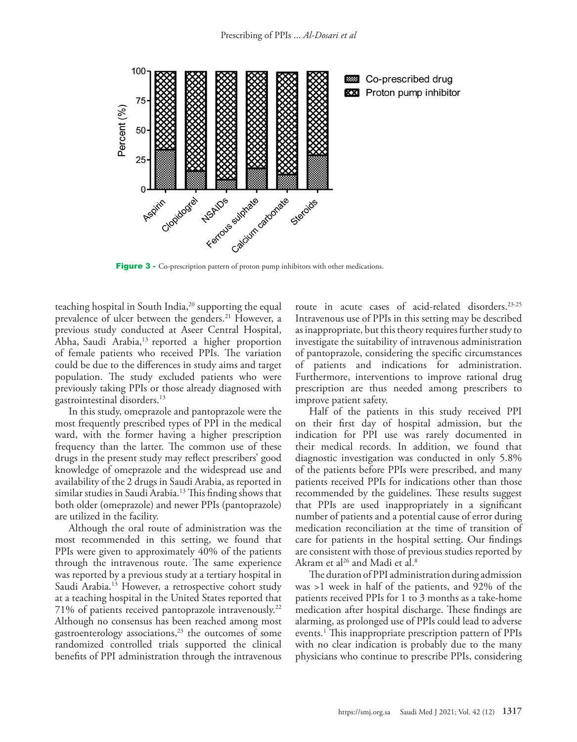Figure 3 - Co-prescription pattern of proton pump inhibitors with other medications.

teaching hospital in South India,[20] supporting the equal prevalence of ulcer between the genders.[21] However, a previous study conducted at Aseer Central Hospital, Abha, Saudi Arabia,[13] reported a higher proportion of female patients who received PPIs. The variation could be due to the differences in study aims and target population. The study excluded patients who were previously taking PPIs or those already diagnosed with gastrointestinal disorders.[13]

In this study, omeprazole and pantoprazole were the most frequently prescribed types of PPI in the medical ward, with the former having a higher prescription frequency than the latter. The common use of these drugs in the present study may reflect prescribers' good knowledge of omeprazole and the widespread use and availability of the 2 drugs in Saudi Arabia, as reported in similar studies in Saudi Arabia.[13] This finding shows that both older (omeprazole) and newer PPIs (pantoprazole) are utilized in the facility.

Although the oral route of administration was the most recommended in this setting, we found that PPIs were given to approximately 40% of the patients through the intravenous route. The same experience was reported by a previous study at a tertiary hospital in Saudi Arabia.[13] However, a retrospective cohort study at a teaching hospital in the United States reported that 71% of patients received pantoprazole intravenously.[22] Although no consensus has been reached among most gastroenterology associations,[23] the outcomes of some randomized controlled trials supported the clinical benefits of PPI administration through the intravenous route in acute cases of acid-related disorders.[23-25] Intravenous use of PPIs in this setting may be described as inappropriate, but this theory requires further study to investigate the suitability of intravenous administration of pantoprazole, considering the specific circumstances of patients and indications for administration. Furthermore, interventions to improve rational drug prescription are thus needed among prescribers to improve patient safety.

Half of the patients in this study received PPI on their first day of hospital admission, but the indication for PPI use was rarely documented in their medical records. In addition, we found that diagnostic investigation was conducted in only 5.8% of the patients before PPIs were prescribed, and many patients received PPIs for indications other than those recommended by the guidelines. These results suggest that PPIs are used inappropriately in a significant number of patients and a potential cause of error during medication reconciliation at the time of transition of care for patients in the hospital setting. Our findings are consistent with those of previous studies reported by Akram et al[26] and Madi et al.[8]

The duration of PPI administration during admission was >1 week in half of the patients, and 92% of the patients received PPIs for 1 to 3 months as a take-home medication after hospital discharge. These findings are alarming, as prolonged use of PPIs could lead to adverse events.[1] This inappropriate prescription pattern of PPIs with no clear indication is probably due to the many physicians who continue to prescribe PPIs, considering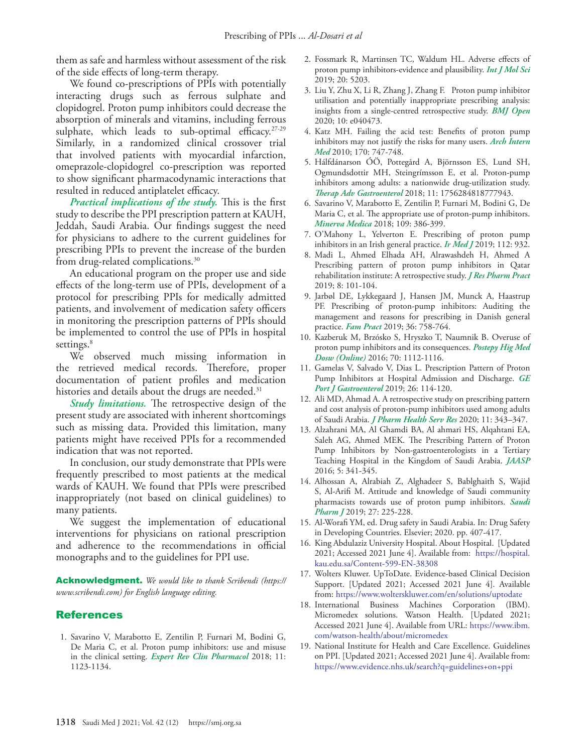them as safe and harmless without assessment of the risk of the side effects of long-term therapy.

We found co-prescriptions of PPIs with potentially interacting drugs such as ferrous sulphate and clopidogrel. Proton pump inhibitors could decrease the absorption of minerals and vitamins, including ferrous sulphate, which leads to sub-optimal efficacy.[27-29] Similarly, in a randomized clinical crossover trial that involved patients with myocardial infarction, omeprazole-clopidogrel co-prescription was reported to show significant pharmacodynamic interactions that resulted in reduced antiplatelet efficacy.

***Practical implications of the study.*** This is the first study to describe the PPI prescription pattern at KAUH, Jeddah, Saudi Arabia. Our findings suggest the need for physicians to adhere to the current guidelines for prescribing PPIs to prevent the increase of the burden from drug-related complications.[30]

An educational program on the proper use and side effects of the long-term use of PPIs, development of a protocol for prescribing PPIs for medically admitted patients, and involvement of medication safety officers in monitoring the prescription patterns of PPIs should be implemented to control the use of PPIs in hospital settings.[8]

We observed much missing information in the retrieved medical records. Therefore, proper documentation of patient profiles and medication histories and details about the drugs are needed.[31]

***Study limitations.*** The retrospective design of the present study are associated with inherent shortcomings such as missing data. Provided this limitation, many patients might have received PPIs for a recommended indication that was not reported.

In conclusion, our study demonstrate that PPIs were frequently prescribed to most patients at the medical wards of KAUH. We found that PPIs were prescribed inappropriately (not based on clinical guidelines) to many patients.

We suggest the implementation of educational interventions for physicians on rational prescription and adherence to the recommendations in official monographs and to the guidelines for PPI use.

**Acknowledgment.** *We would like to thank Scribendi (https://www.scribendi.com) for English language editing.*

## References

1. Savarino V, Marabotto E, Zentilin P, Furnari M, Bodini G, De Maria C, et al. Proton pump inhibitors: use and misuse in the clinical setting. *Expert Rev Clin Pharmacol* 2018; 11: 1123-1134.
2. Fossmark R, Martinsen TC, Waldum HL. Adverse effects of proton pump inhibitors-evidence and plausibility. *Int J Mol Sci* 2019; 20: 5203.
3. Liu Y, Zhu X, Li R, Zhang J, Zhang F. Proton pump inhibitor utilisation and potentially inappropriate prescribing analysis: insights from a single-centred retrospective study. *BMJ Open* 2020; 10: e040473.
4. Katz MH. Failing the acid test: Benefits of proton pump inhibitors may not justify the risks for many users. *Arch Intern Med* 2010; 170: 747-748.
5. Hálfdánarson ÓÖ, Pottegård A, Björnsson ES, Lund SH, Ogmundsdottir MH, Steingrímsson E, et al. Proton-pump inhibitors among adults: a nationwide drug-utilization study. *Therap Adv Gastroenterol* 2018; 11: 1756284818777943.
6. Savarino V, Marabotto E, Zentilin P, Furnari M, Bodini G, De Maria C, et al. The appropriate use of proton-pump inhibitors. *Minerva Medica* 2018; 109: 386-399.
7. O'Mahony L, Yelverton E. Prescribing of proton pump inhibitors in an Irish general practice. *Ir Med J* 2019; 112: 932.
8. Madi L, Ahmed Elhada AH, Alrawashdeh H, Ahmed A Prescribing pattern of proton pump inhibitors in Qatar rehabilitation institute: A retrospective study. *J Res Pharm Pract* 2019; 8: 101-104.
9. Jarbøl DE, Lykkegaard J, Hansen JM, Munck A, Haastrup PF. Prescribing of proton-pump inhibitors: Auditing the management and reasons for prescribing in Danish general practice. *Fam Pract* 2019; 36: 758-764.
10. Kazberuk M, Brzósko S, Hryszko T, Naumnik B. Overuse of proton pump inhibitors and its consequences. *Postepy Hig Med Dosw (Online)* 2016; 70: 1112-1116.
11. Gamelas V, Salvado V, Dias L. Prescription Pattern of Proton Pump Inhibitors at Hospital Admission and Discharge. *GE Port J Gastroenterol* 2019; 26: 114-120.
12. Ali MD, Ahmad A. A retrospective study on prescribing pattern and cost analysis of proton-pump inhibitors used among adults of Saudi Arabia. *J Pharm Health Serv Res* 2020; 11: 343–347.
13. Alzahrani MA, Al Ghamdi BA, Al ahmari HS, Alqahtani EA, Saleh AG, Ahmed MEK. The Prescribing Pattern of Proton Pump Inhibitors by Non-gastroenterologists in a Tertiary Teaching Hospital in the Kingdom of Saudi Arabia. *JAASP* 2016; 5: 341-345.
14. Alhossan A, Alrabiah Z, Alghadeer S, Bablghaith S, Wajid S, Al-Arifi M. Attitude and knowledge of Saudi community pharmacists towards use of proton pump inhibitors. *Saudi Pharm J* 2019; 27: 225-228.
15. Al-Worafi YM, ed. Drug safety in Saudi Arabia. In: Drug Safety in Developing Countries. Elsevier; 2020. pp. 407-417.
16. King Abdulaziz University Hospital. About Hospital. [Updated 2021; Accessed 2021 June 4]. Available from: https://hospital.kau.edu.sa/Content-599-EN-38308
17. Wolters Kluwer. UpToDate. Evidence-based Clinical Decision Support. [Updated 2021; Accessed 2021 June 4]. Available from: https://www.wolterskluwer.com/en/solutions/uptodate
18. International Business Machines Corporation (IBM). Micromedex solutions. Watson Health. [Updated 2021; Accessed 2021 June 4]. Available from URL: https://www.ibm.com/watson-health/about/micromedex
19. National Institute for Health and Care Excellence. Guidelines on PPI. [Updated 2021; Accessed 2021 June 4]. Available from: https://www.evidence.nhs.uk/search?q=guidelines+on+ppi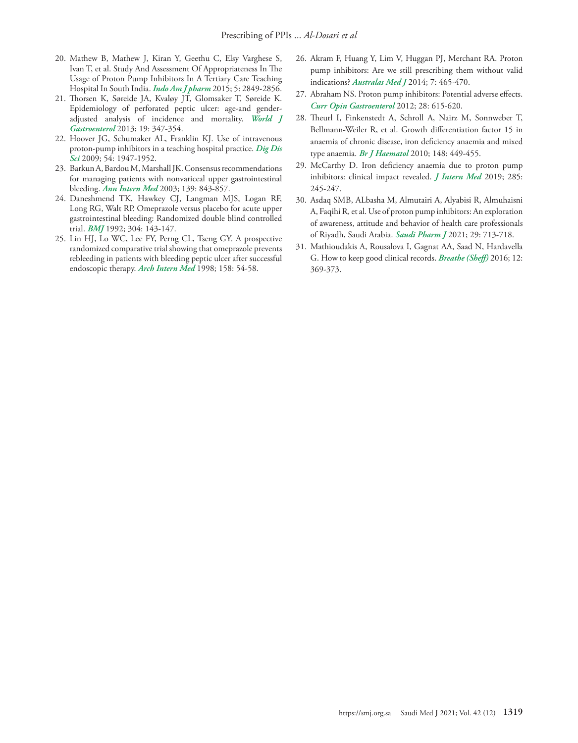20. Mathew B, Mathew J, Kiran Y, Geethu C, Elsy Varghese S, Ivan T, et al. Study And Assessment Of Appropriateness In The Usage of Proton Pump Inhibitors In A Tertiary Care Teaching Hospital In South India. *Indo Am J pharm* 2015; 5: 2849-2856.
21. Thorsen K, Søreide JA, Kvaløy JT, Glomsaker T, Søreide K. Epidemiology of perforated peptic ulcer: age-and gender-adjusted analysis of incidence and mortality. *World J Gastroenterol* 2013; 19: 347-354.
22. Hoover JG, Schumaker AL, Franklin KJ. Use of intravenous proton-pump inhibitors in a teaching hospital practice. *Dig Dis Sci* 2009; 54: 1947-1952.
23. Barkun A, Bardou M, Marshall JK. Consensus recommendations for managing patients with nonvariceal upper gastrointestinal bleeding. *Ann Intern Med* 2003; 139: 843-857.
24. Daneshmend TK, Hawkey CJ, Langman MJS, Logan RF, Long RG, Walt RP. Omeprazole versus placebo for acute upper gastrointestinal bleeding: Randomized double blind controlled trial. *BMJ* 1992; 304: 143-147.
25. Lin HJ, Lo WC, Lee FY, Perng CL, Tseng GY. A prospective randomized comparative trial showing that omeprazole prevents rebleeding in patients with bleeding peptic ulcer after successful endoscopic therapy. *Arch Intern Med* 1998; 158: 54-58.
26. Akram F, Huang Y, Lim V, Huggan PJ, Merchant RA. Proton pump inhibitors: Are we still prescribing them without valid indications? *Australas Med J* 2014; 7: 465-470.
27. Abraham NS. Proton pump inhibitors: Potential adverse effects. *Curr Opin Gastroenterol* 2012; 28: 615-620.
28. Theurl I, Finkenstedt A, Schroll A, Nairz M, Sonnweber T, Bellmann-Weiler R, et al. Growth differentiation factor 15 in anaemia of chronic disease, iron deficiency anaemia and mixed type anaemia. *Br J Haematol* 2010; 148: 449-455.
29. McCarthy D. Iron deficiency anaemia due to proton pump inhibitors: clinical impact revealed. *J Intern Med* 2019; 285: 245-247.
30. Asdaq SMB, ALbasha M, Almutairi A, Alyabisi R, Almuhaisni A, Faqihi R, et al. Use of proton pump inhibitors: An exploration of awareness, attitude and behavior of health care professionals of Riyadh, Saudi Arabia. *Saudi Pharm J* 2021; 29: 713-718.
31. Mathioudakis A, Rousalova I, Gagnat AA, Saad N, Hardavella G. How to keep good clinical records. *Breathe (Sheff)* 2016; 12: 369-373.